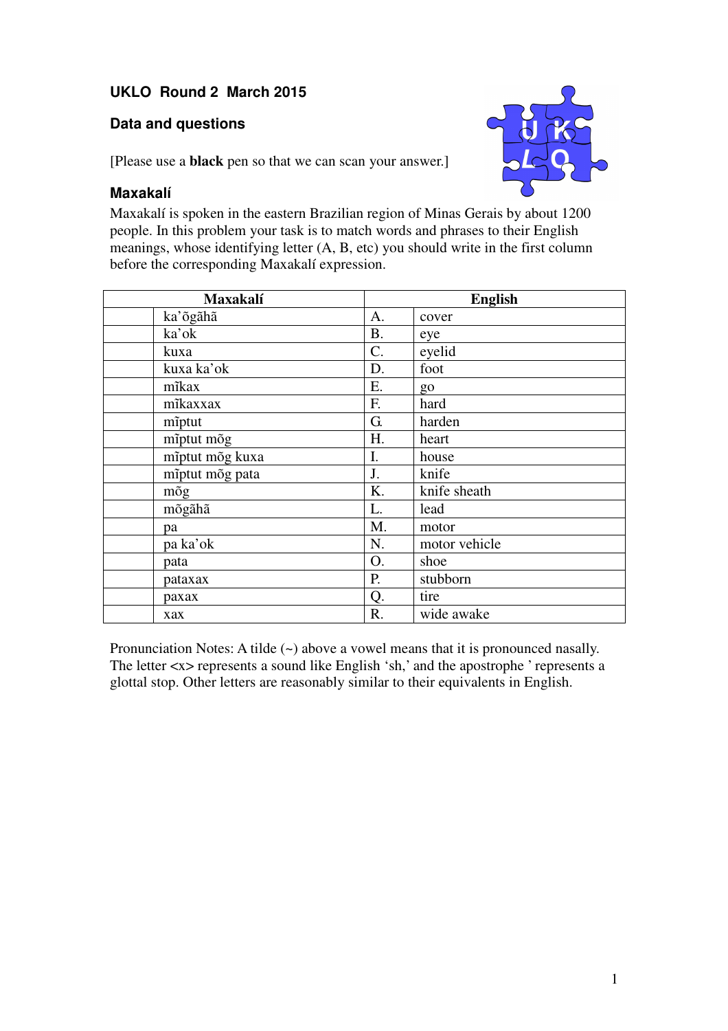## UKLO Round 2 March 2015

### Data and questions

[Please use a **black** pen so that we can scan your answer.]

### Maxakalí

Maxakalí is spoken in the eastern Brazilian region of Minas Gerais by about 1200 people. In this problem your task is to match words and phrases to their English meanings, whose identifying letter (A, B, etc) you should write in the first column before the corresponding Maxakalí expression.

| Maxakalí | | English | |
|---|---|---|---|
| | ka'õgãhã | A. | cover |
| | ka'ok | B. | eye |
| | kuxa | C. | eyelid |
| | kuxa ka'ok | D. | foot |
| | mĩkax | E. | go |
| | mĩkaxxax | F. | hard |
| | mĩptut | G. | harden |
| | mĩptut mõg | H. | heart |
| | mĩptut mõg kuxa | I. | house |
| | mĩptut mõg pata | J. | knife |
| | mõg | K. | knife sheath |
| | mõgãhã | L. | lead |
| | pa | M. | motor |
| | pa ka'ok | N. | motor vehicle |
| | pata | O. | shoe |
| | pataxax | P. | stubborn |
| | paxax | Q. | tire |
| | xax | R. | wide awake |

Pronunciation Notes: A tilde (~) above a vowel means that it is pronounced nasally. The letter <x> represents a sound like English 'sh,' and the apostrophe ' represents a glottal stop. Other letters are reasonably similar to their equivalents in English.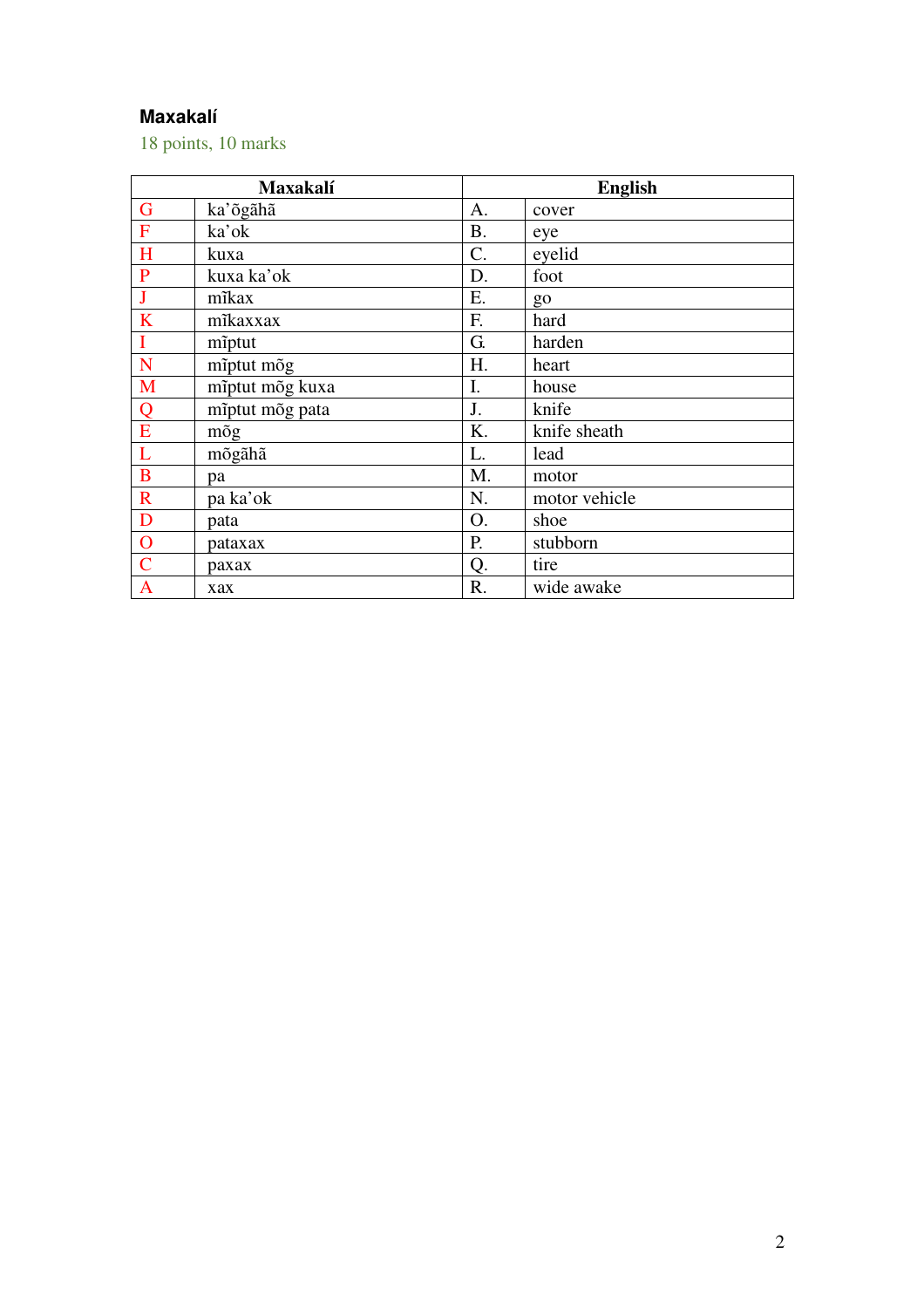**Maxakalí**

18 points, 10 marks

| Maxakalí | | English | |
|---|---|---|---|
| G | ka'õgãhã | A. | cover |
| F | ka'ok | B. | eye |
| H | kuxa | C. | eyelid |
| P | kuxa ka'ok | D. | foot |
| J | mĩkax | E. | go |
| K | mĩkaxxax | F. | hard |
| I | mĩptut | G. | harden |
| N | mĩptut mõg | H. | heart |
| M | mĩptut mõg kuxa | I. | house |
| Q | mĩptut mõg pata | J. | knife |
| E | mõg | K. | knife sheath |
| L | mõgãhã | L. | lead |
| B | pa | M. | motor |
| R | pa ka'ok | N. | motor vehicle |
| D | pata | O. | shoe |
| O | pataxax | P. | stubborn |
| C | paxax | Q. | tire |
| A | xax | R. | wide awake |